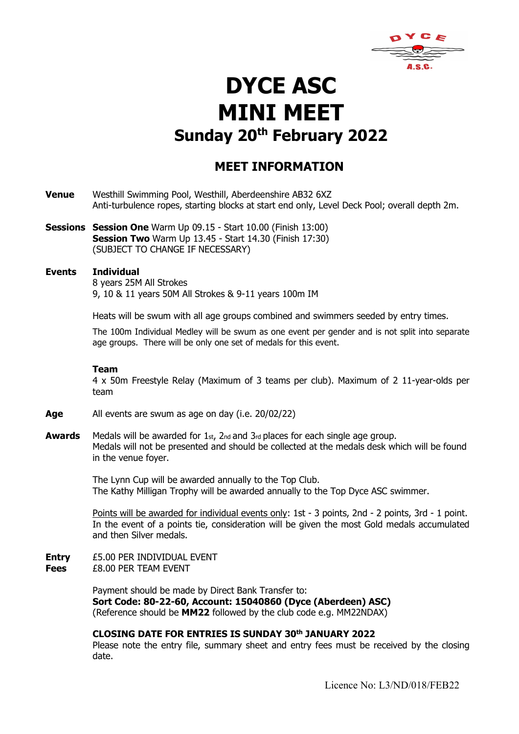# DYCE ASC
# MINI MEET
## Sunday 20th February 2022

## MEET INFORMATION

**Venue** Westhill Swimming Pool, Westhill, Aberdeenshire AB32 6XZ
Anti-turbulence ropes, starting blocks at start end only, Level Deck Pool; overall depth 2m.

**Sessions** **Session One** Warm Up 09.15 - Start 10.00 (Finish 13:00)
**Session Two** Warm Up 13.45 - Start 14.30 (Finish 17:30)
(SUBJECT TO CHANGE IF NECESSARY)

**Events** **Individual**
8 years 25M All Strokes
9, 10 & 11 years 50M All Strokes & 9-11 years 100m IM

Heats will be swum with all age groups combined and swimmers seeded by entry times.

The 100m Individual Medley will be swum as one event per gender and is not split into separate age groups. There will be only one set of medals for this event.

**Team**
4 x 50m Freestyle Relay (Maximum of 3 teams per club). Maximum of 2 11-year-olds per team

**Age** All events are swum as age on day (i.e. 20/02/22)

**Awards** Medals will be awarded for 1st, 2nd and 3rd places for each single age group.
Medals will not be presented and should be collected at the medals desk which will be found in the venue foyer.

The Lynn Cup will be awarded annually to the Top Club.
The Kathy Milligan Trophy will be awarded annually to the Top Dyce ASC swimmer.

Points will be awarded for individual events only: 1st - 3 points, 2nd - 2 points, 3rd - 1 point.
In the event of a points tie, consideration will be given the most Gold medals accumulated and then Silver medals.

**Entry Fees** £5.00 PER INDIVIDUAL EVENT
£8.00 PER TEAM EVENT

Payment should be made by Direct Bank Transfer to:
**Sort Code: 80-22-60, Account: 15040860 (Dyce (Aberdeen) ASC)**
(Reference should be **MM22** followed by the club code e.g. MM22NDAX)

**CLOSING DATE FOR ENTRIES IS SUNDAY 30th JANUARY 2022**
Please note the entry file, summary sheet and entry fees must be received by the closing date.

Licence No: L3/ND/018/FEB22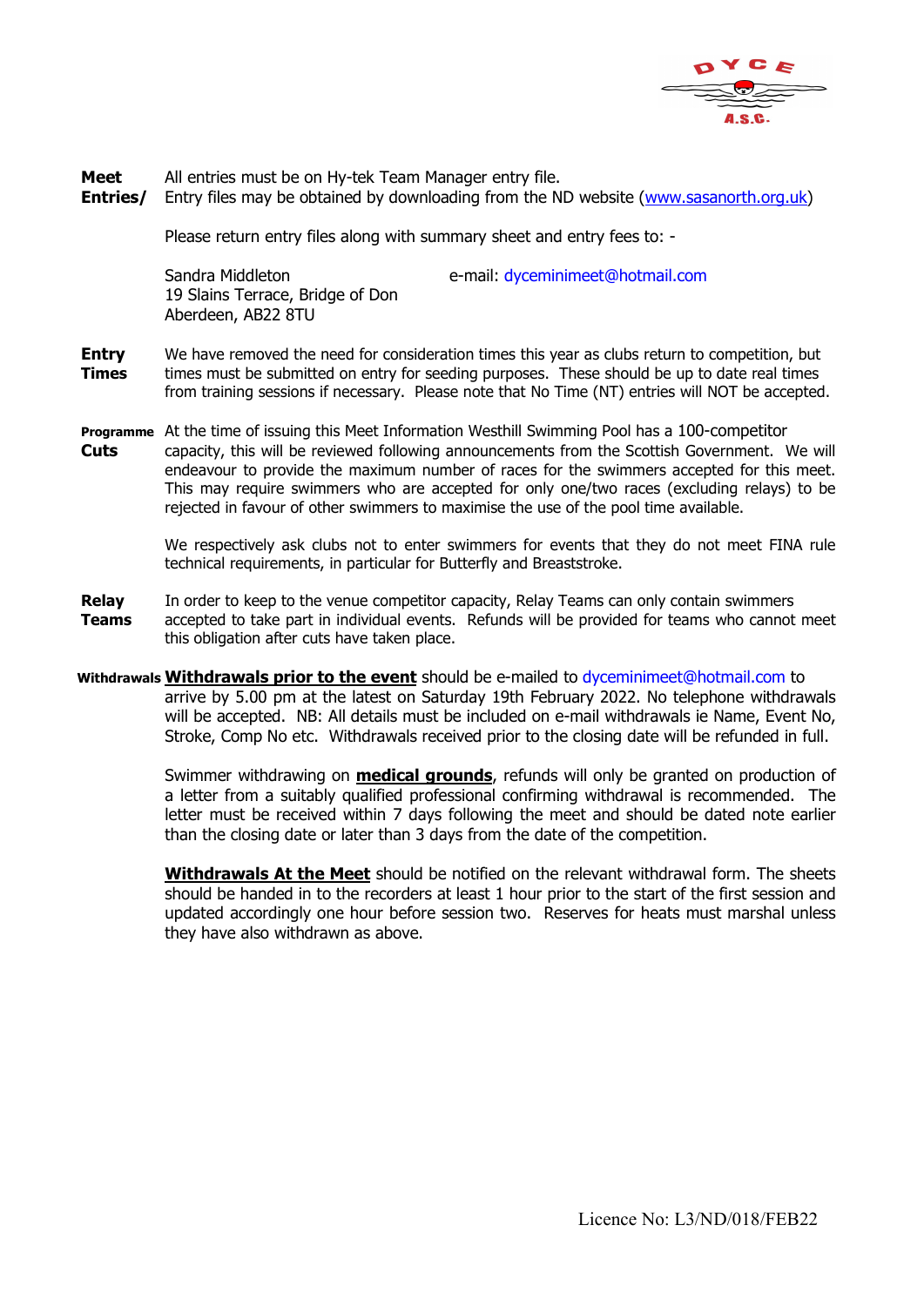**Meet Entries/**

All entries must be on Hy-tek Team Manager entry file.
Entry files may be obtained by downloading from the ND website (www.sasanorth.org.uk)

Please return entry files along with summary sheet and entry fees to: -

Sandra Middleton
19 Slains Terrace, Bridge of Don
Aberdeen, AB22 8TU

e-mail: dyceminimeet@hotmail.com

**Entry Times**

We have removed the need for consideration times this year as clubs return to competition, but times must be submitted on entry for seeding purposes. These should be up to date real times from training sessions if necessary. Please note that No Time (NT) entries will NOT be accepted.

**Programme Cuts**

At the time of issuing this Meet Information Westhill Swimming Pool has a 100-competitor capacity, this will be reviewed following announcements from the Scottish Government. We will endeavour to provide the maximum number of races for the swimmers accepted for this meet. This may require swimmers who are accepted for only one/two races (excluding relays) to be rejected in favour of other swimmers to maximise the use of the pool time available.

We respectively ask clubs not to enter swimmers for events that they do not meet FINA rule technical requirements, in particular for Butterfly and Breaststroke.

**Relay Teams**

In order to keep to the venue competitor capacity, Relay Teams can only contain swimmers accepted to take part in individual events. Refunds will be provided for teams who cannot meet this obligation after cuts have taken place.

**Withdrawals**

**Withdrawals prior to the event** should be e-mailed to dyceminimeet@hotmail.com to arrive by 5.00 pm at the latest on Saturday 19th February 2022. No telephone withdrawals will be accepted. NB: All details must be included on e-mail withdrawals ie Name, Event No, Stroke, Comp No etc. Withdrawals received prior to the closing date will be refunded in full.

Swimmer withdrawing on **medical grounds**, refunds will only be granted on production of a letter from a suitably qualified professional confirming withdrawal is recommended. The letter must be received within 7 days following the meet and should be dated note earlier than the closing date or later than 3 days from the date of the competition.

**Withdrawals At the Meet** should be notified on the relevant withdrawal form. The sheets should be handed in to the recorders at least 1 hour prior to the start of the first session and updated accordingly one hour before session two. Reserves for heats must marshal unless they have also withdrawn as above.

Licence No: L3/ND/018/FEB22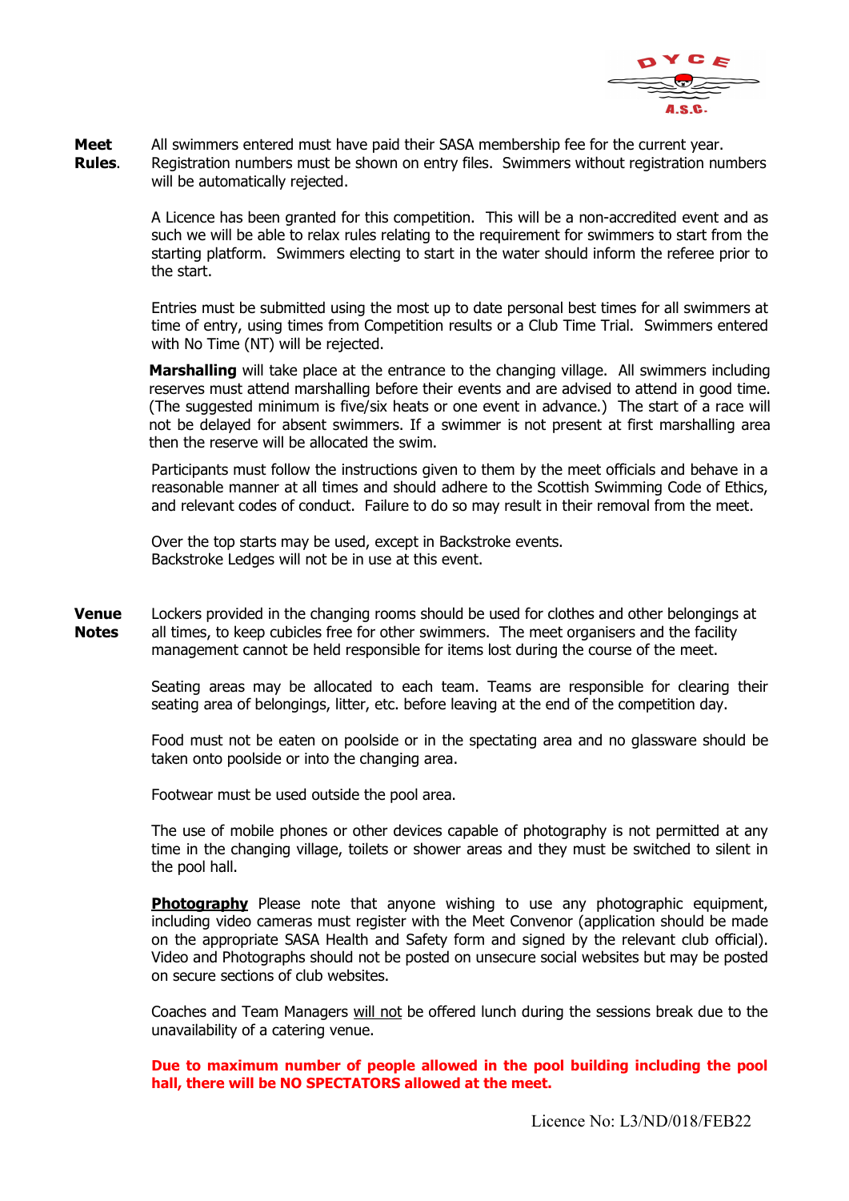**Meet Rules.** All swimmers entered must have paid their SASA membership fee for the current year. Registration numbers must be shown on entry files. Swimmers without registration numbers will be automatically rejected.

A Licence has been granted for this competition. This will be a non-accredited event and as such we will be able to relax rules relating to the requirement for swimmers to start from the starting platform. Swimmers electing to start in the water should inform the referee prior to the start.

Entries must be submitted using the most up to date personal best times for all swimmers at time of entry, using times from Competition results or a Club Time Trial. Swimmers entered with No Time (NT) will be rejected.

**Marshalling** will take place at the entrance to the changing village. All swimmers including reserves must attend marshalling before their events and are advised to attend in good time. (The suggested minimum is five/six heats or one event in advance.) The start of a race will not be delayed for absent swimmers. If a swimmer is not present at first marshalling area then the reserve will be allocated the swim.

Participants must follow the instructions given to them by the meet officials and behave in a reasonable manner at all times and should adhere to the Scottish Swimming Code of Ethics, and relevant codes of conduct. Failure to do so may result in their removal from the meet.

Over the top starts may be used, except in Backstroke events.
Backstroke Ledges will not be in use at this event.

**Venue Notes** Lockers provided in the changing rooms should be used for clothes and other belongings at all times, to keep cubicles free for other swimmers. The meet organisers and the facility management cannot be held responsible for items lost during the course of the meet.

Seating areas may be allocated to each team. Teams are responsible for clearing their seating area of belongings, litter, etc. before leaving at the end of the competition day.

Food must not be eaten on poolside or in the spectating area and no glassware should be taken onto poolside or into the changing area.

Footwear must be used outside the pool area.

The use of mobile phones or other devices capable of photography is not permitted at any time in the changing village, toilets or shower areas and they must be switched to silent in the pool hall.

**Photography** Please note that anyone wishing to use any photographic equipment, including video cameras must register with the Meet Convenor (application should be made on the appropriate SASA Health and Safety form and signed by the relevant club official). Video and Photographs should not be posted on unsecure social websites but may be posted on secure sections of club websites.

Coaches and Team Managers will not be offered lunch during the sessions break due to the unavailability of a catering venue.

**Due to maximum number of people allowed in the pool building including the pool hall, there will be NO SPECTATORS allowed at the meet.**

Licence No: L3/ND/018/FEB22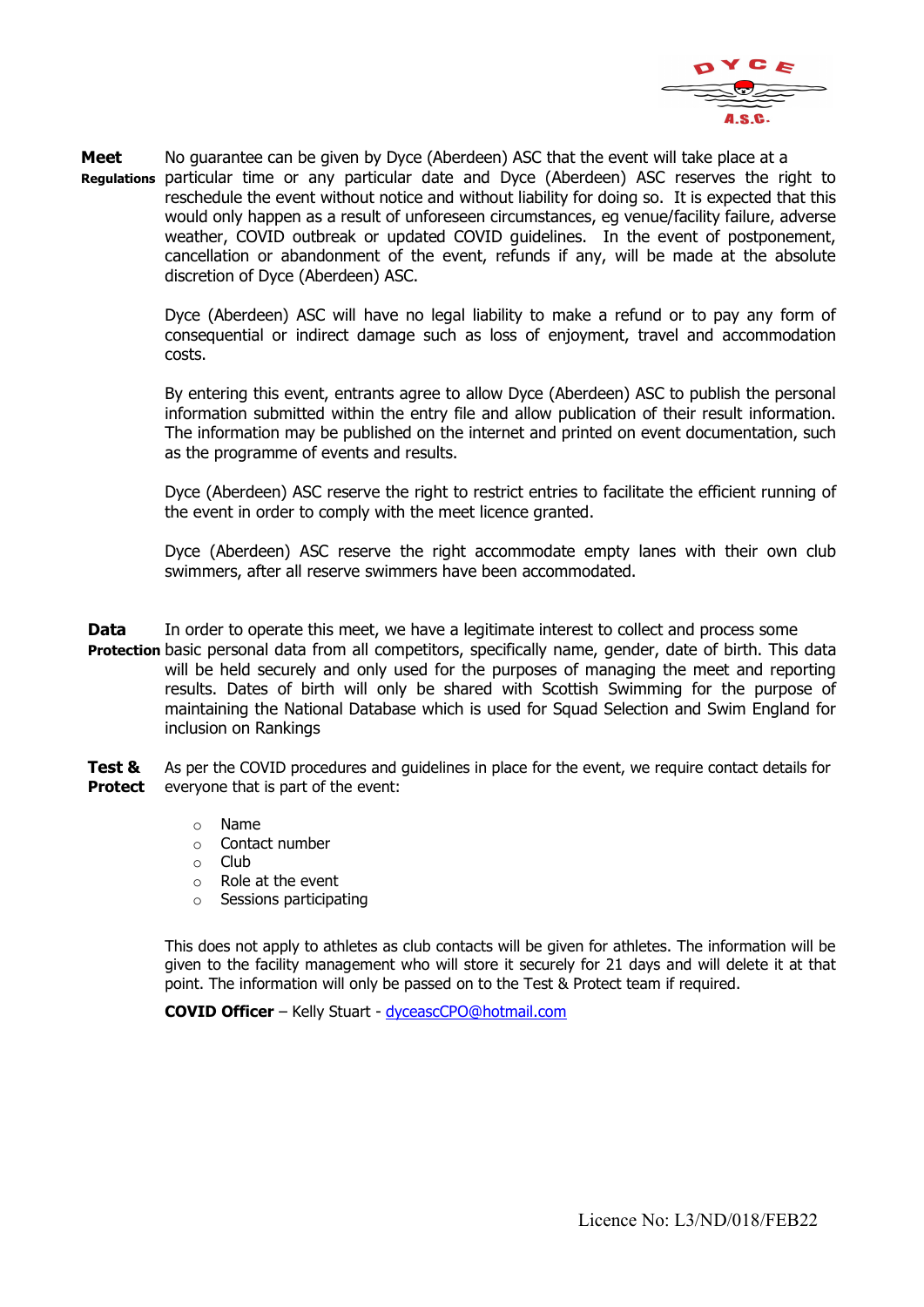**Meet Regulations**

No guarantee can be given by Dyce (Aberdeen) ASC that the event will take place at a particular time or any particular date and Dyce (Aberdeen) ASC reserves the right to reschedule the event without notice and without liability for doing so. It is expected that this would only happen as a result of unforeseen circumstances, eg venue/facility failure, adverse weather, COVID outbreak or updated COVID guidelines. In the event of postponement, cancellation or abandonment of the event, refunds if any, will be made at the absolute discretion of Dyce (Aberdeen) ASC.

Dyce (Aberdeen) ASC will have no legal liability to make a refund or to pay any form of consequential or indirect damage such as loss of enjoyment, travel and accommodation costs.

By entering this event, entrants agree to allow Dyce (Aberdeen) ASC to publish the personal information submitted within the entry file and allow publication of their result information. The information may be published on the internet and printed on event documentation, such as the programme of events and results.

Dyce (Aberdeen) ASC reserve the right to restrict entries to facilitate the efficient running of the event in order to comply with the meet licence granted.

Dyce (Aberdeen) ASC reserve the right accommodate empty lanes with their own club swimmers, after all reserve swimmers have been accommodated.

**Data Protection**

In order to operate this meet, we have a legitimate interest to collect and process some basic personal data from all competitors, specifically name, gender, date of birth. This data will be held securely and only used for the purposes of managing the meet and reporting results. Dates of birth will only be shared with Scottish Swimming for the purpose of maintaining the National Database which is used for Squad Selection and Swim England for inclusion on Rankings

**Test & Protect**

As per the COVID procedures and guidelines in place for the event, we require contact details for everyone that is part of the event:

- Name
- Contact number
- Club
- Role at the event
- Sessions participating

This does not apply to athletes as club contacts will be given for athletes. The information will be given to the facility management who will store it securely for 21 days and will delete it at that point. The information will only be passed on to the Test & Protect team if required.

**COVID Officer** – Kelly Stuart - dyceascCPO@hotmail.com

Licence No: L3/ND/018/FEB22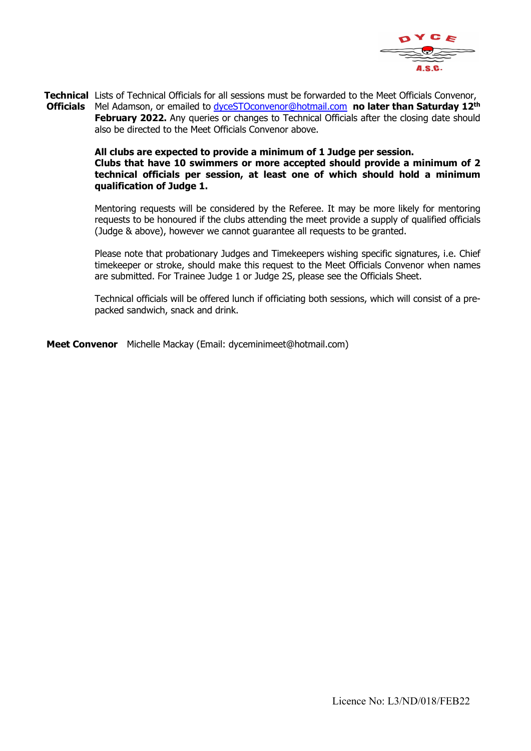**Technical Officials** Lists of Technical Officials for all sessions must be forwarded to the Meet Officials Convenor, Mel Adamson, or emailed to dyceSTOconvenor@hotmail.com **no later than Saturday 12th February 2022.** Any queries or changes to Technical Officials after the closing date should also be directed to the Meet Officials Convenor above.

**All clubs are expected to provide a minimum of 1 Judge per session.**
**Clubs that have 10 swimmers or more accepted should provide a minimum of 2 technical officials per session, at least one of which should hold a minimum qualification of Judge 1.**

Mentoring requests will be considered by the Referee. It may be more likely for mentoring requests to be honoured if the clubs attending the meet provide a supply of qualified officials (Judge & above), however we cannot guarantee all requests to be granted.

Please note that probationary Judges and Timekeepers wishing specific signatures, i.e. Chief timekeeper or stroke, should make this request to the Meet Officials Convenor when names are submitted. For Trainee Judge 1 or Judge 2S, please see the Officials Sheet.

Technical officials will be offered lunch if officiating both sessions, which will consist of a pre-packed sandwich, snack and drink.

**Meet Convenor** Michelle Mackay (Email: dyceminimeet@hotmail.com)

Licence No: L3/ND/018/FEB22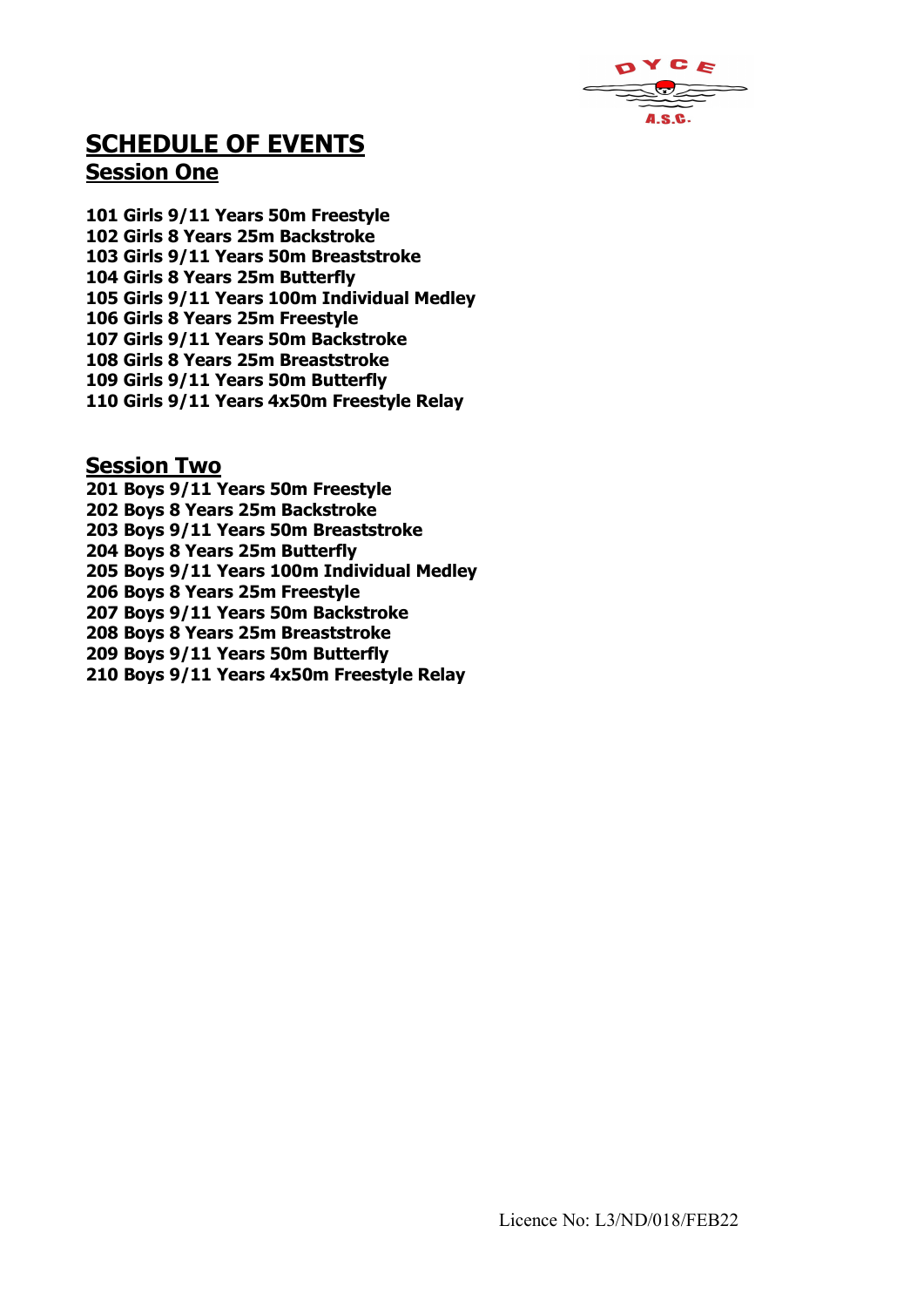# SCHEDULE OF EVENTS

## Session One

**101 Girls 9/11 Years 50m Freestyle**
**102 Girls 8 Years 25m Backstroke**
**103 Girls 9/11 Years 50m Breaststroke**
**104 Girls 8 Years 25m Butterfly**
**105 Girls 9/11 Years 100m Individual Medley**
**106 Girls 8 Years 25m Freestyle**
**107 Girls 9/11 Years 50m Backstroke**
**108 Girls 8 Years 25m Breaststroke**
**109 Girls 9/11 Years 50m Butterfly**
**110 Girls 9/11 Years 4x50m Freestyle Relay**

## Session Two

**201 Boys 9/11 Years 50m Freestyle**
**202 Boys 8 Years 25m Backstroke**
**203 Boys 9/11 Years 50m Breaststroke**
**204 Boys 8 Years 25m Butterfly**
**205 Boys 9/11 Years 100m Individual Medley**
**206 Boys 8 Years 25m Freestyle**
**207 Boys 9/11 Years 50m Backstroke**
**208 Boys 8 Years 25m Breaststroke**
**209 Boys 9/11 Years 50m Butterfly**
**210 Boys 9/11 Years 4x50m Freestyle Relay**

Licence No: L3/ND/018/FEB22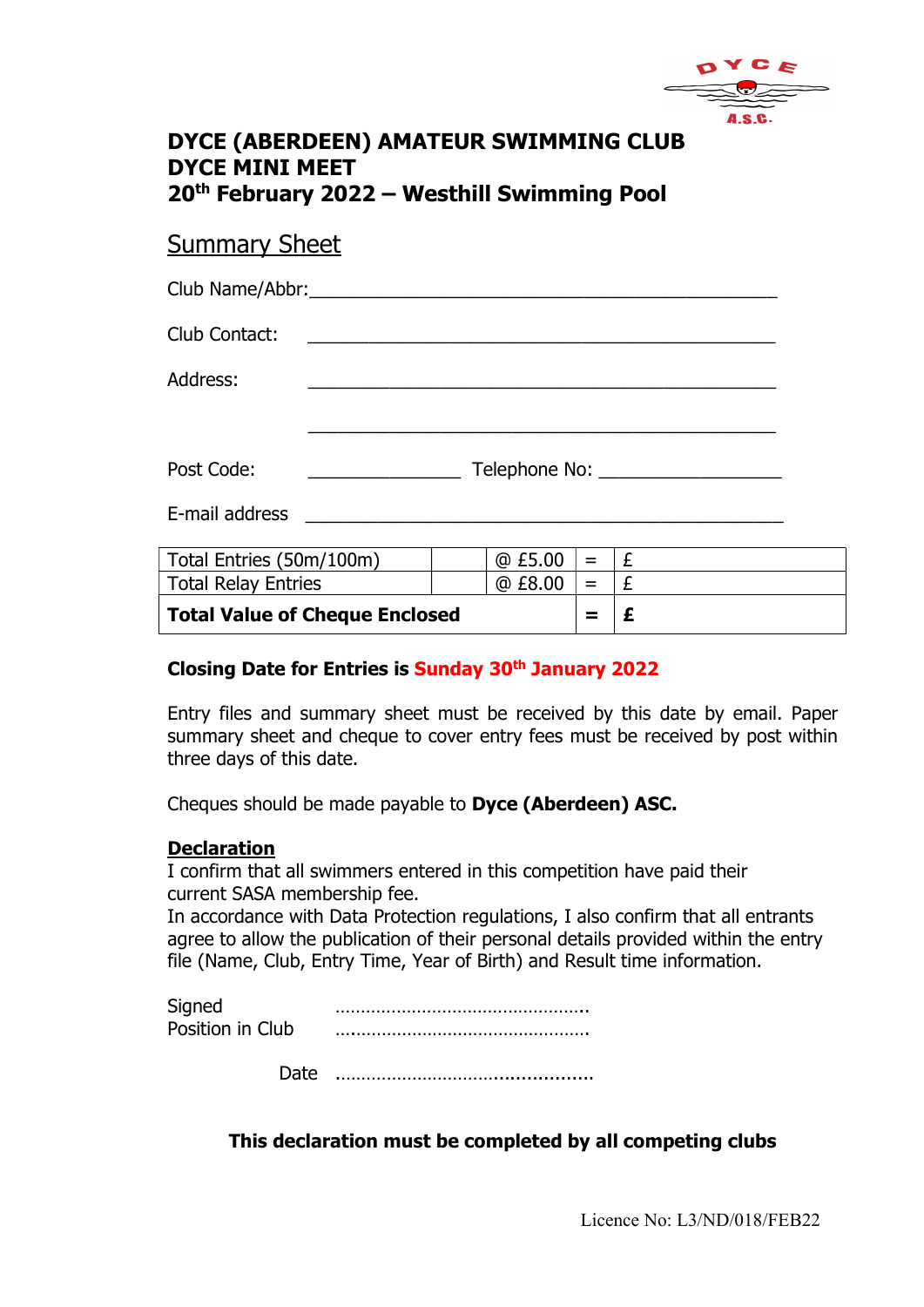# DYCE (ABERDEEN) AMATEUR SWIMMING CLUB
# DYCE MINI MEET
# 20th February 2022 – Westhill Swimming Pool

## Summary Sheet

Club Name/Abbr:\_\_\_\_\_\_\_\_\_\_\_\_\_\_\_\_\_\_\_\_\_\_\_\_\_\_\_\_\_\_\_\_\_\_\_\_\_\_\_\_\_\_

Club Contact: \_\_\_\_\_\_\_\_\_\_\_\_\_\_\_\_\_\_\_\_\_\_\_\_\_\_\_\_\_\_\_\_\_\_\_\_\_\_\_\_\_\_

Address: \_\_\_\_\_\_\_\_\_\_\_\_\_\_\_\_\_\_\_\_\_\_\_\_\_\_\_\_\_\_\_\_\_\_\_\_\_\_\_\_\_\_

\_\_\_\_\_\_\_\_\_\_\_\_\_\_\_\_\_\_\_\_\_\_\_\_\_\_\_\_\_\_\_\_\_\_\_\_\_\_\_\_\_\_

Post Code: \_\_\_\_\_\_\_\_\_\_\_\_\_\_\_ Telephone No: \_\_\_\_\_\_\_\_\_\_\_\_\_\_\_\_\_

E-mail address \_\_\_\_\_\_\_\_\_\_\_\_\_\_\_\_\_\_\_\_\_\_\_\_\_\_\_\_\_\_\_\_\_\_\_\_\_\_\_\_\_\_

| | | | | |
|---|---|---|---|---|
| Total Entries (50m/100m) | | @ £5.00 | = | £ |
| Total Relay Entries | | @ £8.00 | = | £ |
| **Total Value of Cheque Enclosed** | | | **=** | **£** |

**Closing Date for Entries is Sunday 30th January 2022**

Entry files and summary sheet must be received by this date by email. Paper summary sheet and cheque to cover entry fees must be received by post within three days of this date.

Cheques should be made payable to **Dyce (Aberdeen) ASC.**

**Declaration**

I confirm that all swimmers entered in this competition have paid their current SASA membership fee.

In accordance with Data Protection regulations, I also confirm that all entrants agree to allow the publication of their personal details provided within the entry file (Name, Club, Entry Time, Year of Birth) and Result time information.

Signed ……………………………………………..

Position in Club …………………………………………….

Date ……………………………………………..

**This declaration must be completed by all competing clubs**

Licence No: L3/ND/018/FEB22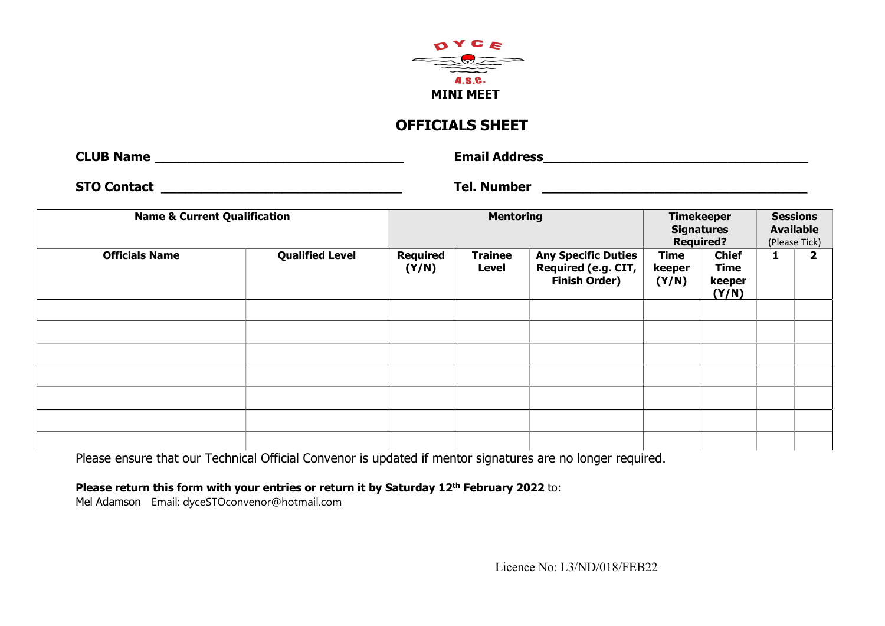DYCE A.S.C.

**MINI MEET**

## OFFICIALS SHEET

**CLUB Name** ________________________________ **Email Address**__________________________________

**STO Contact** ________________________________ **Tel. Number** __________________________________

| Name & Current Qualification | | Mentoring | | | Timekeeper Signatures Required? | | Sessions Available (Please Tick) | |
|---|---|---|---|---|---|---|---|---|
| **Officials Name** | **Qualified Level** | **Required (Y/N)** | **Trainee Level** | **Any Specific Duties Required (e.g. CIT, Finish Order)** | **Time keeper (Y/N)** | **Chief Time keeper (Y/N)** | **1** | **2** |
| | | | | | | | | |
| | | | | | | | | |
| | | | | | | | | |
| | | | | | | | | |
| | | | | | | | | |
| | | | | | | | | |
| | | | | | | | | |

Please ensure that our Technical Official Convenor is updated if mentor signatures are no longer required.

**Please return this form with your entries or return it by Saturday 12th February 2022** to:
Mel Adamson Email: dyceSTOconvenor@hotmail.com

Licence No: L3/ND/018/FEB22